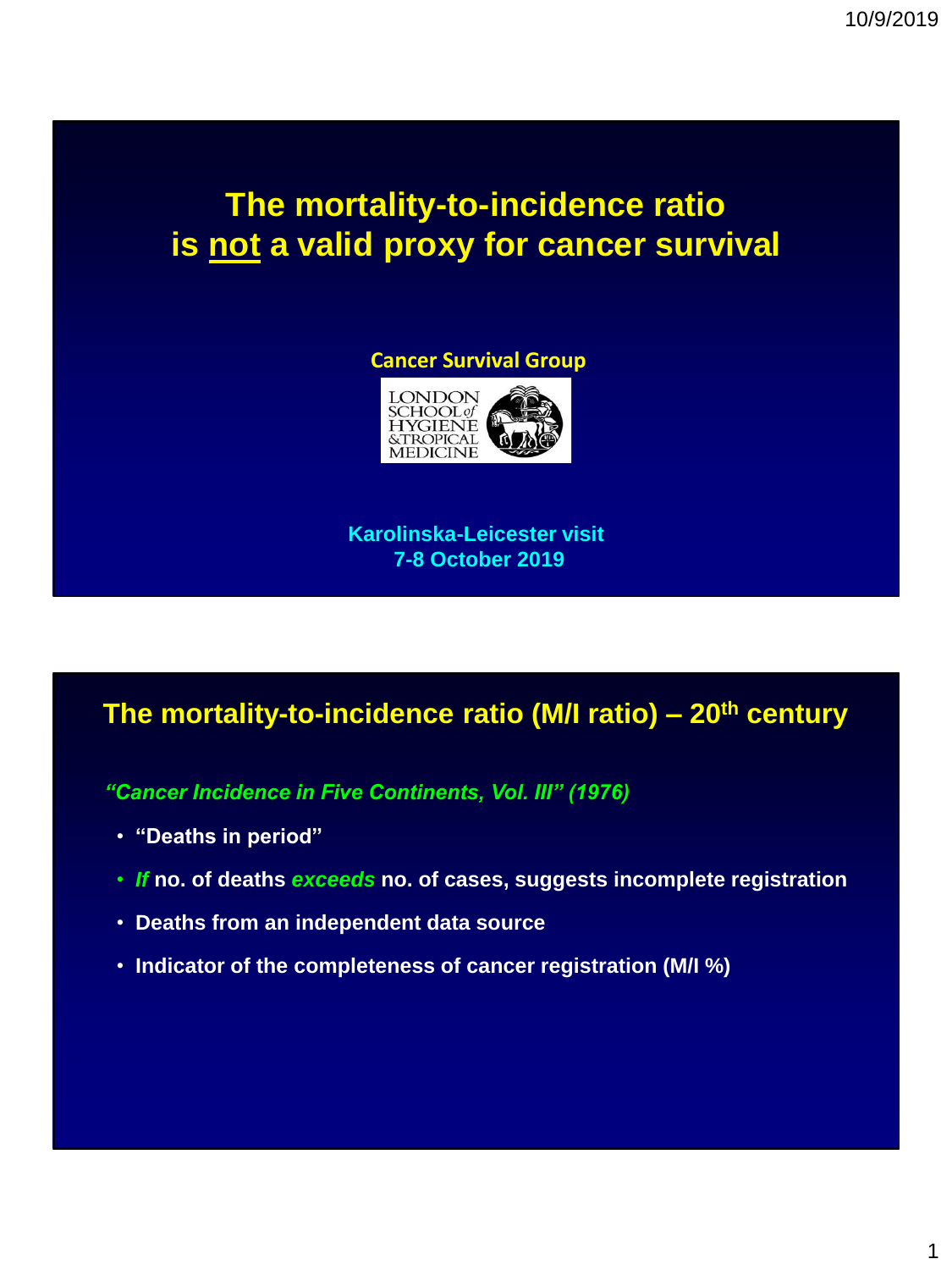# The mortality-to-incidence ratio is not a valid proxy for cancer survival

**Cancer Survival Group**

LONDON SCHOOL of HYGIENE & TROPICAL MEDICINE

**Karolinska-Leicester visit**
**7-8 October 2019**

## The mortality-to-incidence ratio (M/I ratio) – 20th century

***"Cancer Incidence in Five Continents, Vol. III" (1976)***

- **"Deaths in period"**
- ***If*** **no. of deaths** ***exceeds*** **no. of cases, suggests incomplete registration**
- **Deaths from an independent data source**
- **Indicator of the completeness of cancer registration (M/I %)**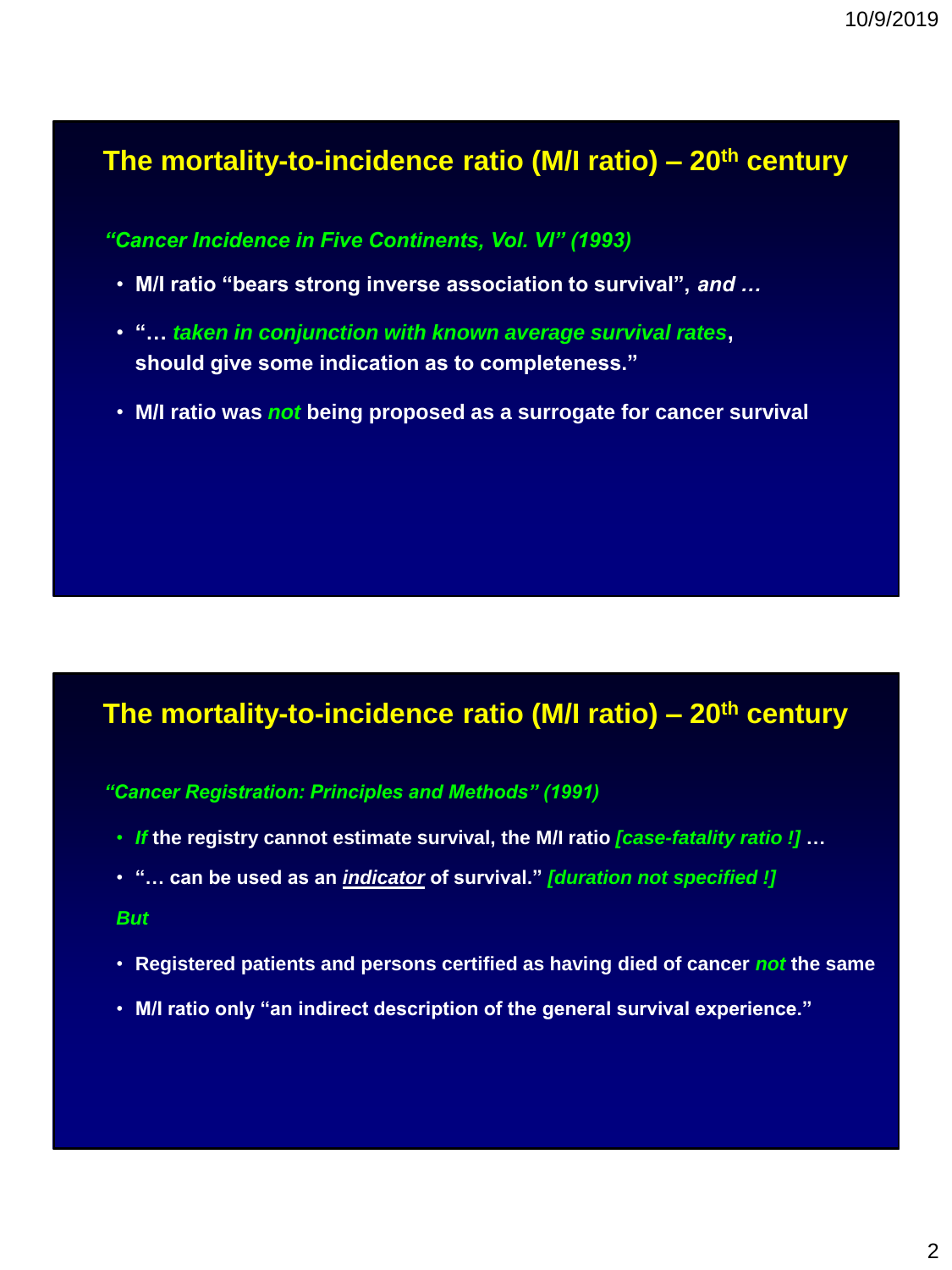## The mortality-to-incidence ratio (M/I ratio) – 20$^{th}$ century

*"Cancer Incidence in Five Continents, Vol. VI" (1993)*

- **M/I ratio "bears strong inverse association to survival",** ***and …***
- **"…** ***taken in conjunction with known average survival rates*****, should give some indication as to completeness."**
- **M/I ratio was** ***not*** **being proposed as a surrogate for cancer survival**

## The mortality-to-incidence ratio (M/I ratio) – 20$^{th}$ century

*"Cancer Registration: Principles and Methods" (1991)*

- ***If*** **the registry cannot estimate survival, the M/I ratio** ***[case-fatality ratio !]*** **…**
- **"… can be used as an** ***indicator*** **of survival."** ***[duration not specified !]***

*But*

- **Registered patients and persons certified as having died of cancer** ***not*** **the same**
- **M/I ratio only "an indirect description of the general survival experience."**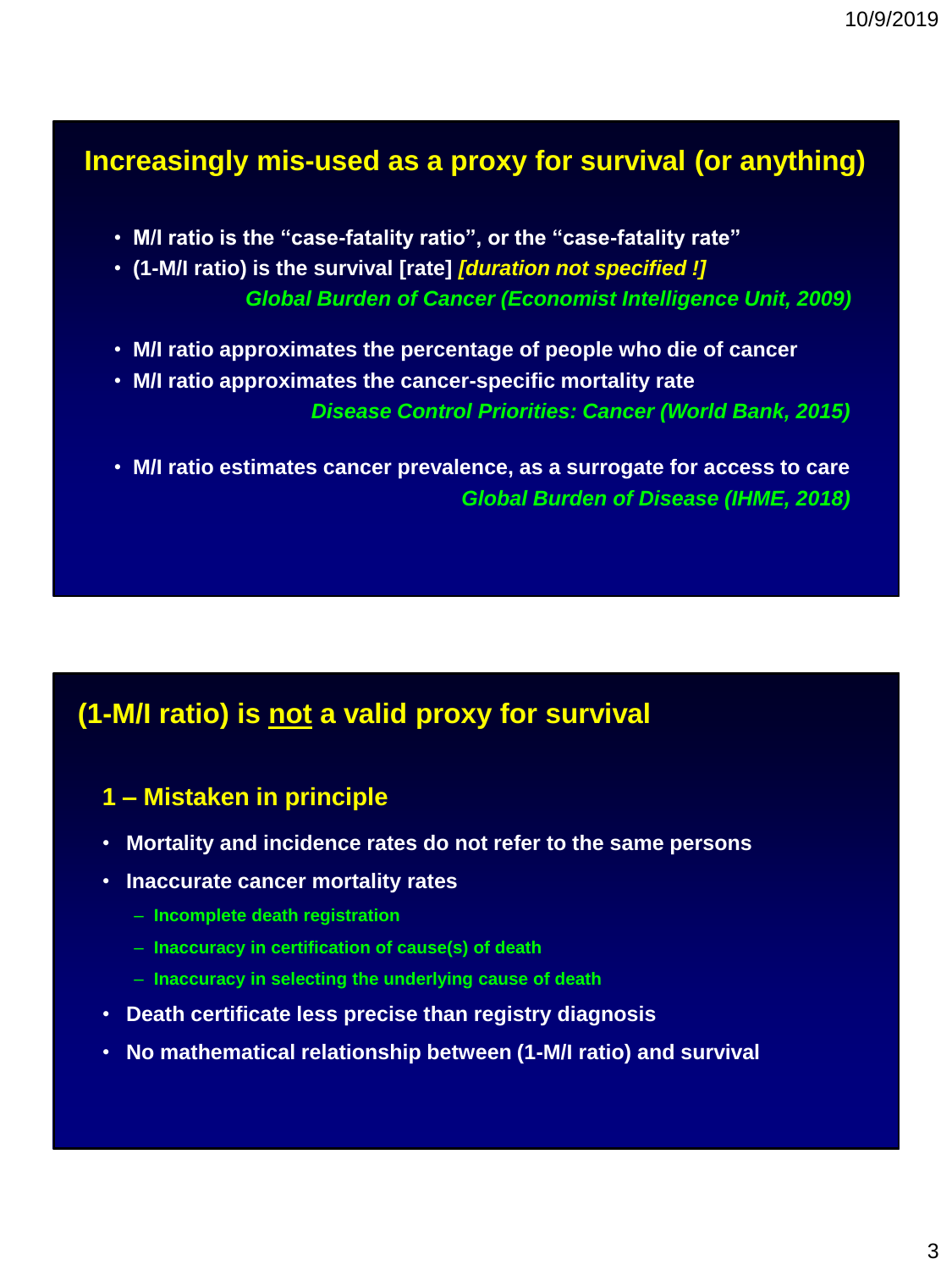## Increasingly mis-used as a proxy for survival (or anything)

- **M/I ratio is the "case-fatality ratio", or the "case-fatality rate"**
- **(1-M/I ratio) is the survival [rate]** ***[duration not specified !]***

***Global Burden of Cancer (Economist Intelligence Unit, 2009)***

- **M/I ratio approximates the percentage of people who die of cancer**
- **M/I ratio approximates the cancer-specific mortality rate**

***Disease Control Priorities: Cancer (World Bank, 2015)***

- **M/I ratio estimates cancer prevalence, as a surrogate for access to care**

***Global Burden of Disease (IHME, 2018)***

## (1-M/I ratio) is not a valid proxy for survival

### 1 – Mistaken in principle

- **Mortality and incidence rates do not refer to the same persons**
- **Inaccurate cancer mortality rates**
  - **Incomplete death registration**
  - **Inaccuracy in certification of cause(s) of death**
  - **Inaccuracy in selecting the underlying cause of death**
- **Death certificate less precise than registry diagnosis**
- **No mathematical relationship between (1-M/I ratio) and survival**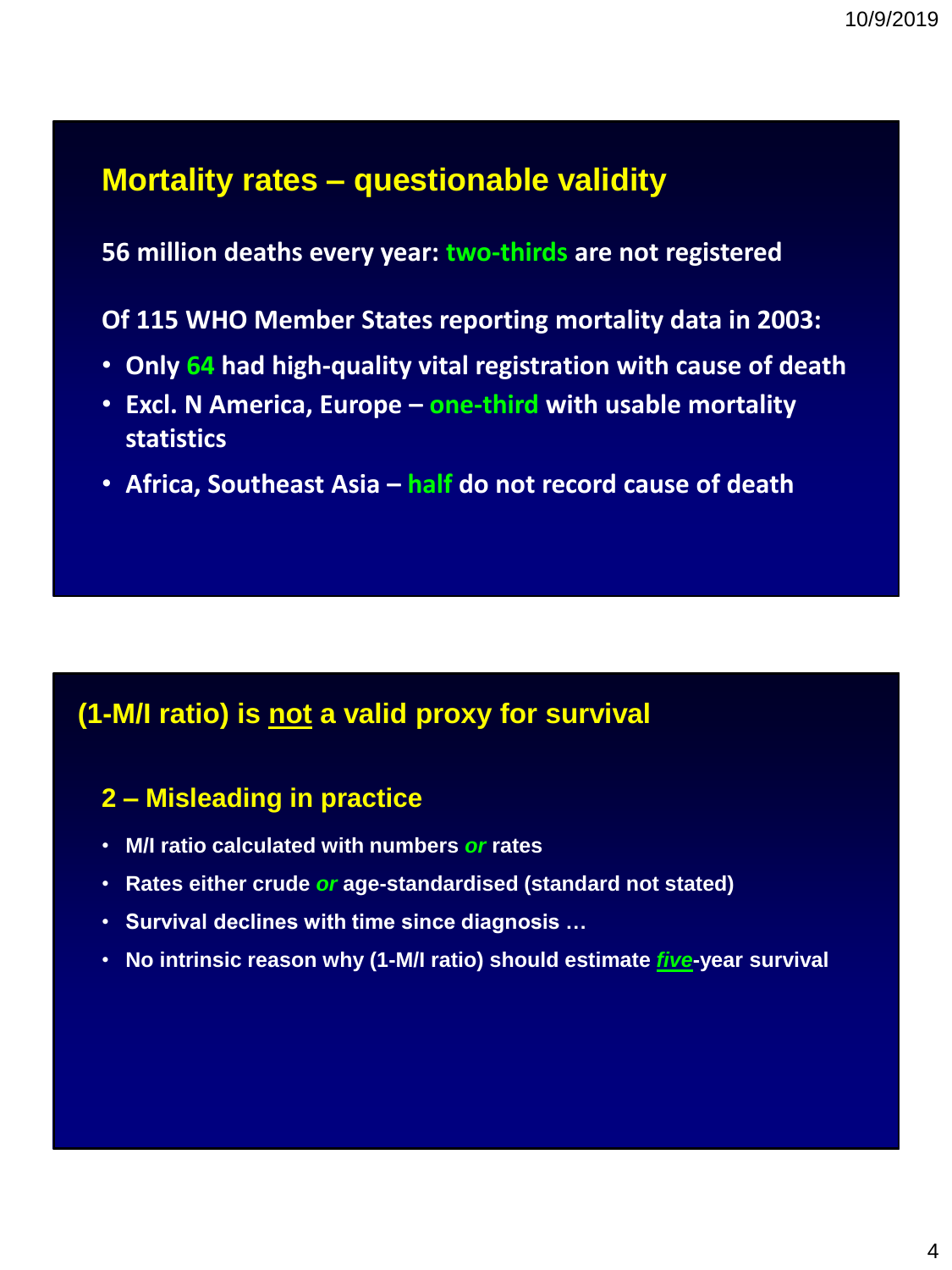## Mortality rates – questionable validity

**56 million deaths every year: two-thirds are not registered**

**Of 115 WHO Member States reporting mortality data in 2003:**

- **Only 64 had high-quality vital registration with cause of death**
- **Excl. N America, Europe – one-third with usable mortality statistics**
- **Africa, Southeast Asia – half do not record cause of death**

## (1-M/I ratio) is <u>not</u> a valid proxy for survival

### 2 – Misleading in practice

- **M/I ratio calculated with numbers *or* rates**
- **Rates either crude *or* age-standardised (standard not stated)**
- **Survival declines with time since diagnosis …**
- **No intrinsic reason why (1-M/I ratio) should estimate *<u>five</u>*-year survival**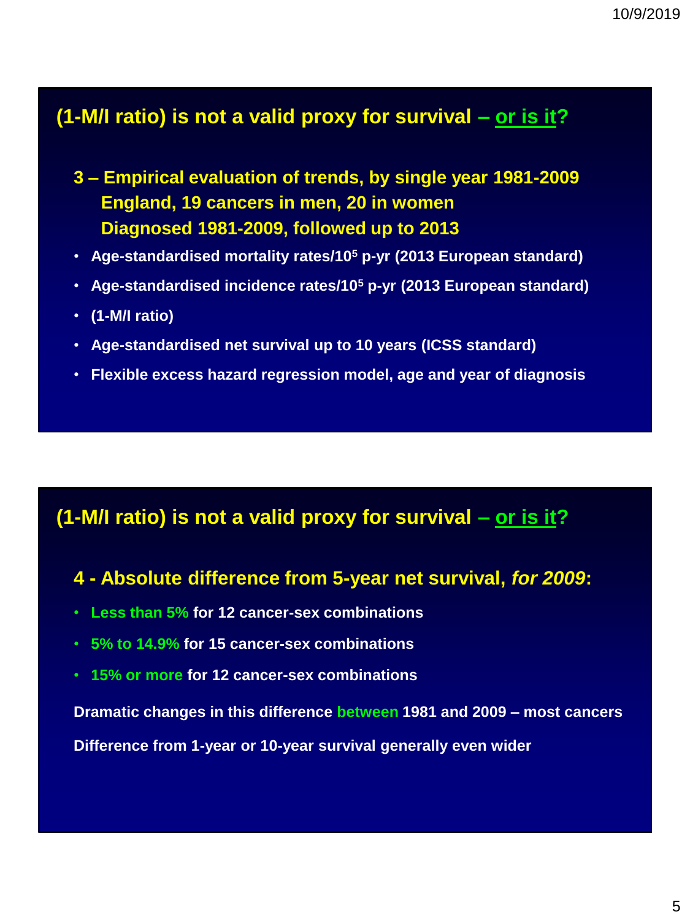## (1-M/I ratio) is not a valid proxy for survival – or is it?

### 3 – Empirical evaluation of trends, by single year 1981-2009 England, 19 cancers in men, 20 in women Diagnosed 1981-2009, followed up to 2013

- Age-standardised mortality rates/$10^5$ p-yr (2013 European standard)
- Age-standardised incidence rates/$10^5$ p-yr (2013 European standard)
- (1-M/I ratio)
- Age-standardised net survival up to 10 years (ICSS standard)
- Flexible excess hazard regression model, age and year of diagnosis

## (1-M/I ratio) is not a valid proxy for survival – or is it?

### 4 - Absolute difference from 5-year net survival, *for 2009*:

- **Less than 5%** for 12 cancer-sex combinations
- **5% to 14.9%** for 15 cancer-sex combinations
- **15% or more** for 12 cancer-sex combinations

**Dramatic changes in this difference between 1981 and 2009 – most cancers**

**Difference from 1-year or 10-year survival generally even wider**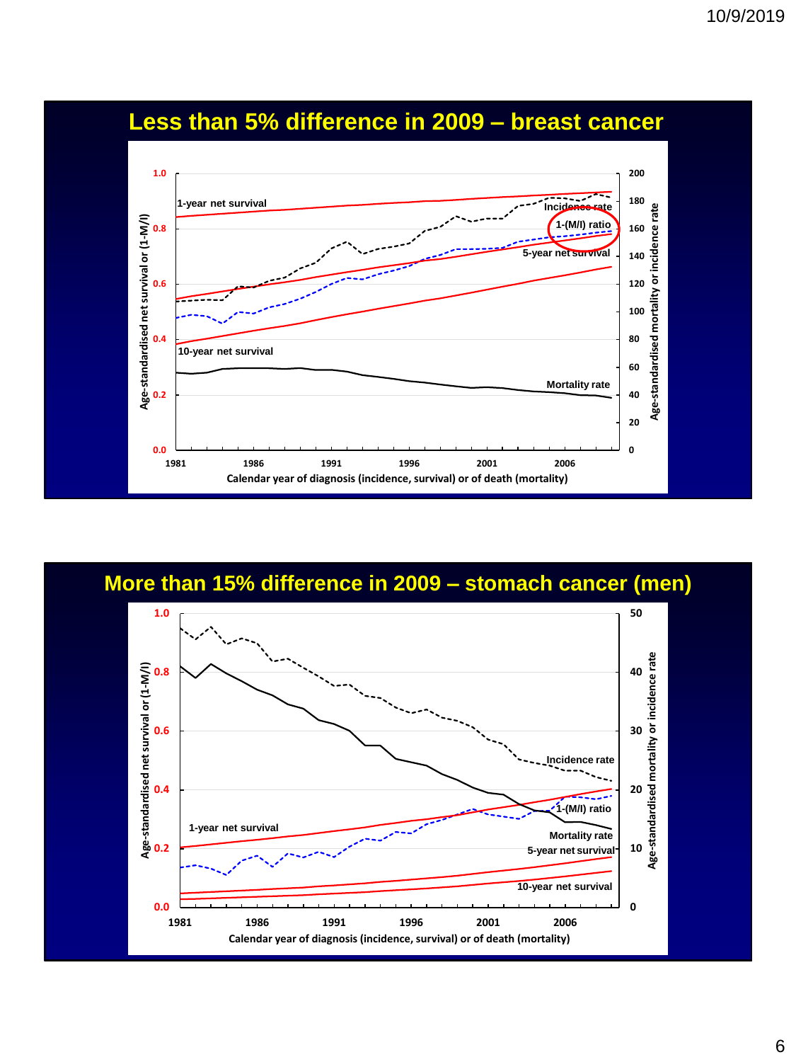## Less than 5% difference in 2009 – breast cancer

1-year net survival

Incidence rate

1-(M/I) ratio

5-year net survival

10-year net survival

Mortality rate

Age-standardised net survival or (1-M/I)

Age-standardised mortality or incidence rate

Calendar year of diagnosis (incidence, survival) or of death (mortality)

## More than 15% difference in 2009 – stomach cancer (men)

Incidence rate

1-(M/I) ratio

1-year net survival

Mortality rate

5-year net survival

10-year net survival

Age-standardised net survival or (1-M/I)

Age-standardised mortality or incidence rate

Calendar year of diagnosis (incidence, survival) or of death (mortality)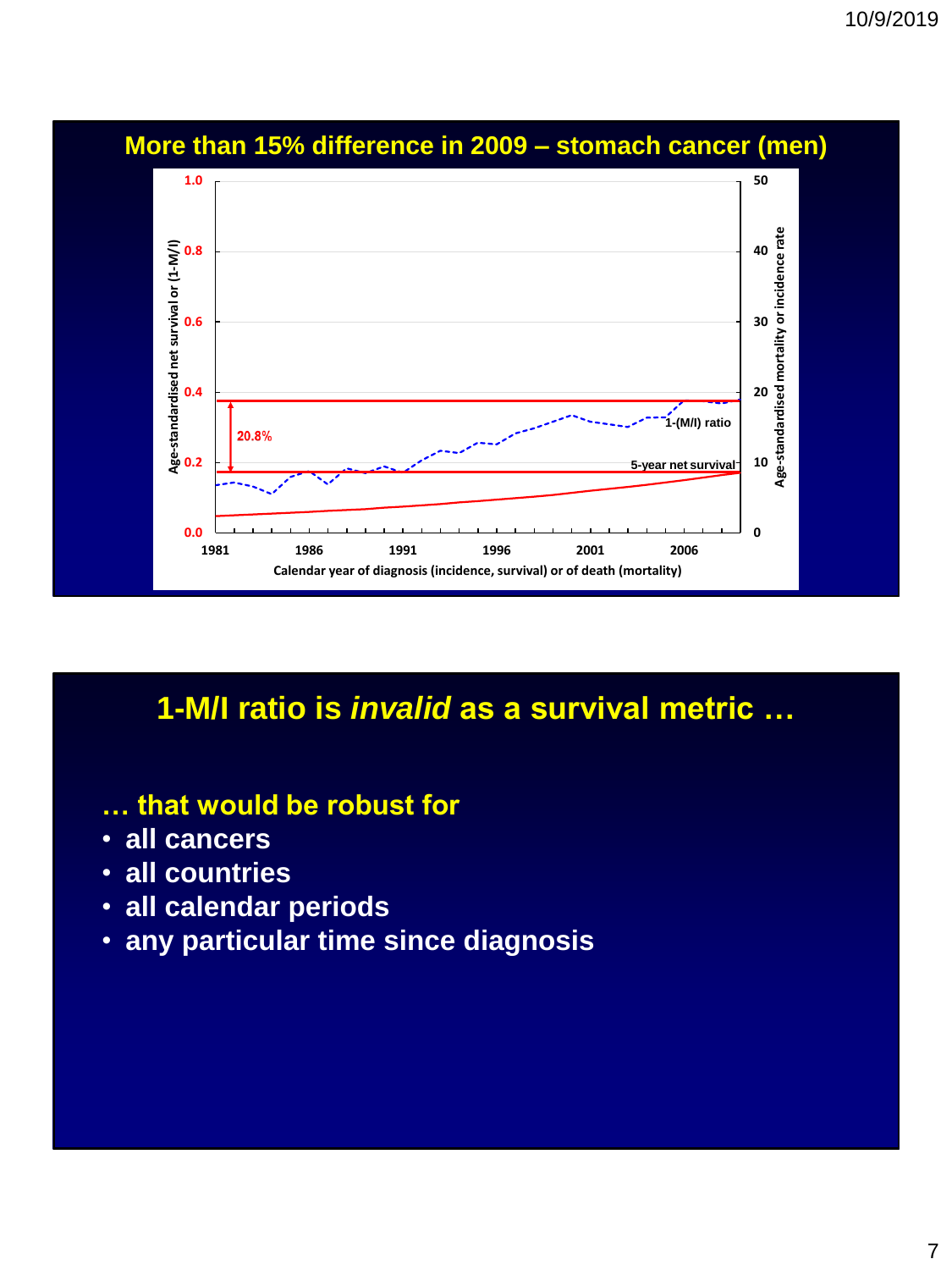## More than 15% difference in 2009 – stomach cancer (men)

1.0 / 0.8 / 0.6 / 0.4 / 0.2 / 0.0 — Age-standardised net survival or (1-M/I)

50 / 40 / 30 / 20 / 10 / 0 — Age-standardised mortality or incidence rate

20.8%

1-(M/I) ratio

5-year net survival

1981 1986 1991 1996 2001 2006

Calendar year of diagnosis (incidence, survival) or of death (mortality)

## 1-M/I ratio is *invalid* as a survival metric …

**… that would be robust for**

- **all cancers**
- **all countries**
- **all calendar periods**
- **any particular time since diagnosis**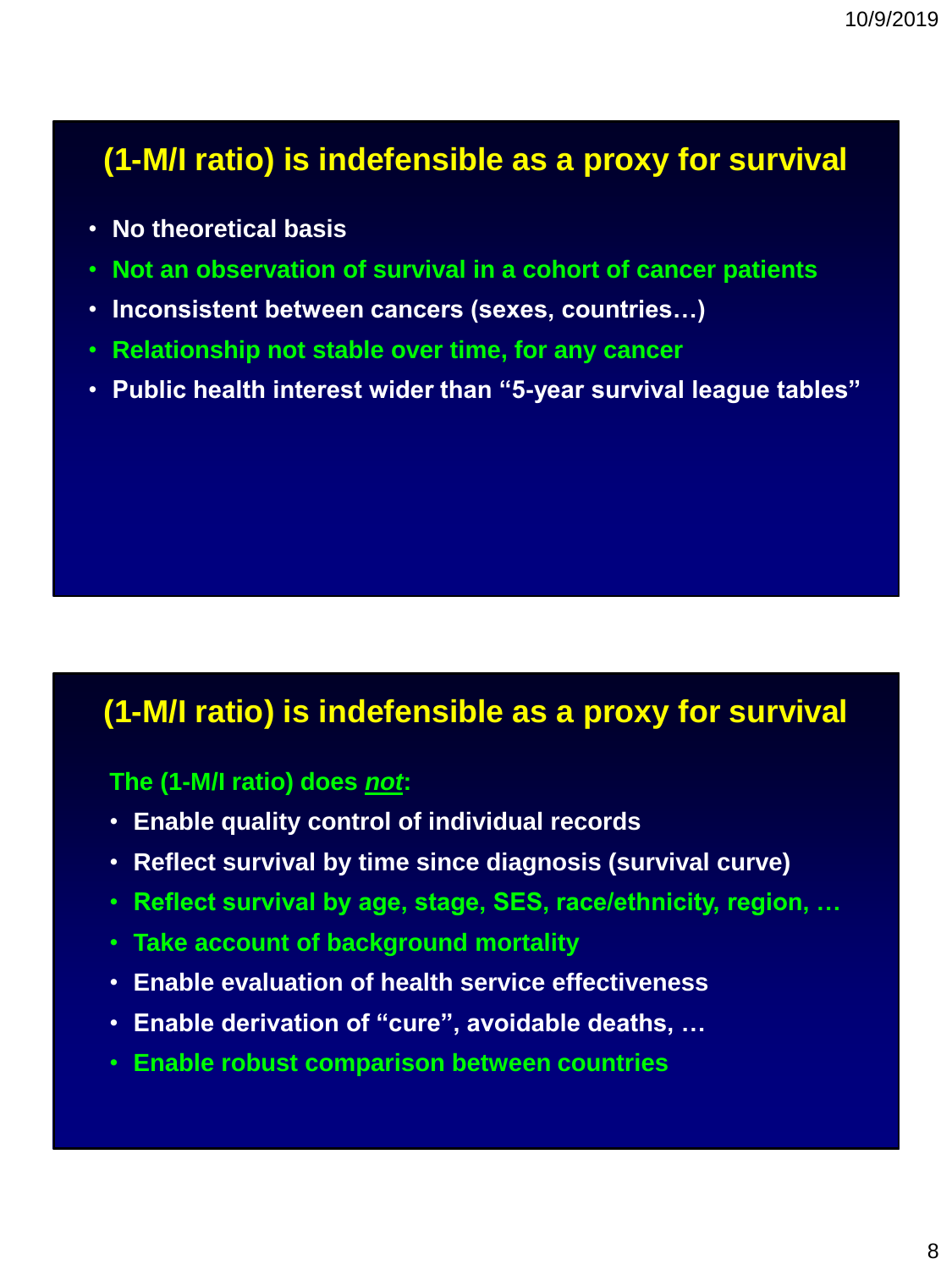## (1-M/I ratio) is indefensible as a proxy for survival

- No theoretical basis
- Not an observation of survival in a cohort of cancer patients
- Inconsistent between cancers (sexes, countries…)
- Relationship not stable over time, for any cancer
- Public health interest wider than "5-year survival league tables"

## (1-M/I ratio) is indefensible as a proxy for survival

The (1-M/I ratio) does ***not***:

- Enable quality control of individual records
- Reflect survival by time since diagnosis (survival curve)
- Reflect survival by age, stage, SES, race/ethnicity, region, …
- Take account of background mortality
- Enable evaluation of health service effectiveness
- Enable derivation of "cure", avoidable deaths, …
- Enable robust comparison between countries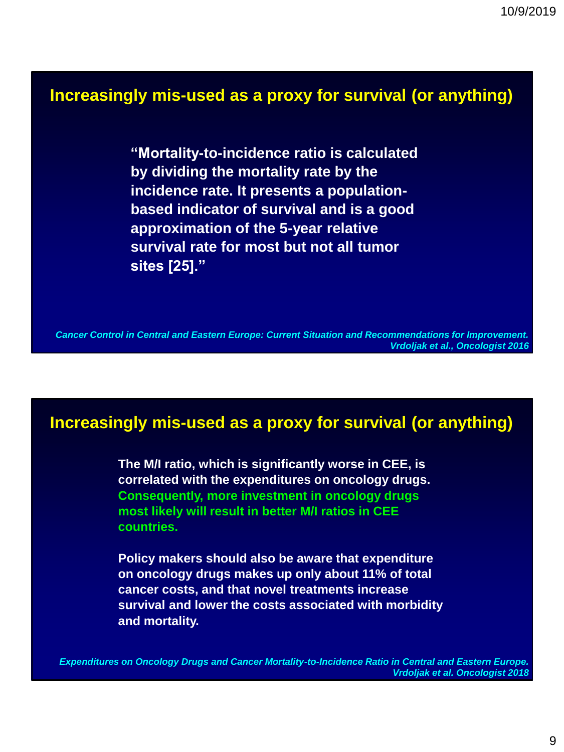## Increasingly mis-used as a proxy for survival (or anything)

**"Mortality-to-incidence ratio is calculated by dividing the mortality rate by the incidence rate. It presents a population-based indicator of survival and is a good approximation of the 5-year relative survival rate for most but not all tumor sites [25]."**

*Cancer Control in Central and Eastern Europe: Current Situation and Recommendations for Improvement. Vrdoljak et al., Oncologist 2016*

## Increasingly mis-used as a proxy for survival (or anything)

**The M/I ratio, which is significantly worse in CEE, is correlated with the expenditures on oncology drugs. Consequently, more investment in oncology drugs most likely will result in better M/I ratios in CEE countries.**

**Policy makers should also be aware that expenditure on oncology drugs makes up only about 11% of total cancer costs, and that novel treatments increase survival and lower the costs associated with morbidity and mortality.**

*Expenditures on Oncology Drugs and Cancer Mortality-to-Incidence Ratio in Central and Eastern Europe. Vrdoljak et al. Oncologist 2018*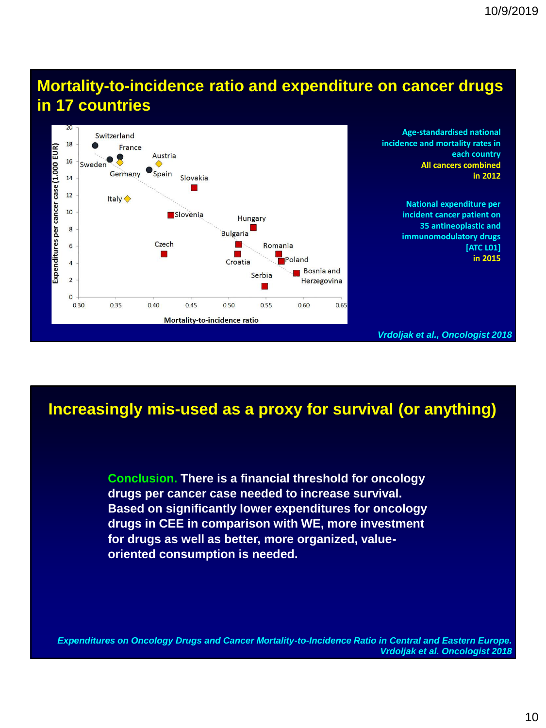## Mortality-to-incidence ratio and expenditure on cancer drugs in 17 countries

Age-standardised national incidence and mortality rates in each country
All cancers combined in 2012

National expenditure per incident cancer patient on 35 antineoplastic and immunomodulatory drugs [ATC L01] in 2015

*Vrdoljak et al., Oncologist 2018*

## Increasingly mis-used as a proxy for survival (or anything)

**Conclusion.** There is a financial threshold for oncology drugs per cancer case needed to increase survival. Based on significantly lower expenditures for oncology drugs in CEE in comparison with WE, more investment for drugs as well as better, more organized, value-oriented consumption is needed.

*Expenditures on Oncology Drugs and Cancer Mortality-to-Incidence Ratio in Central and Eastern Europe. Vrdoljak et al. Oncologist 2018*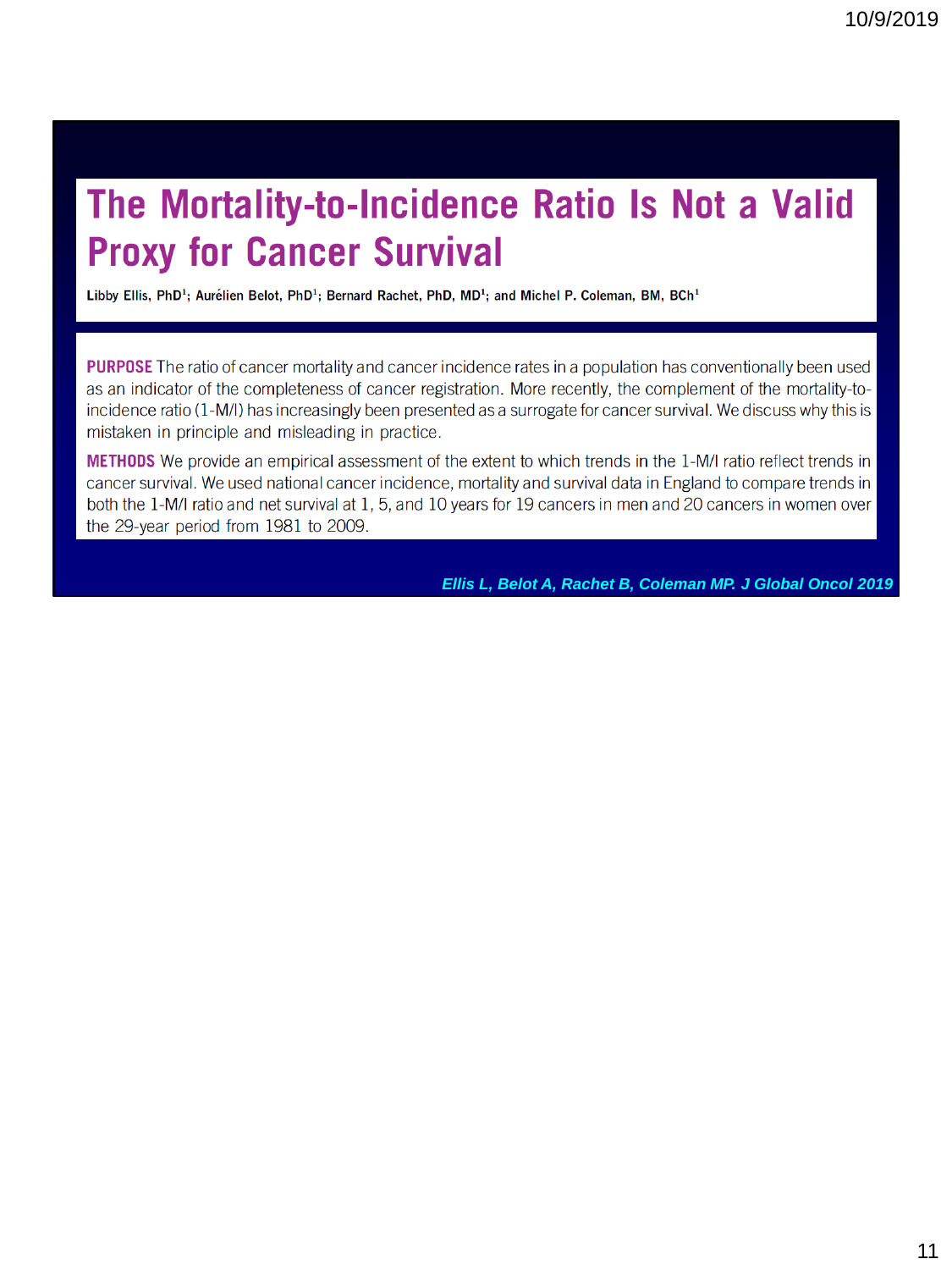# The Mortality-to-Incidence Ratio Is Not a Valid Proxy for Cancer Survival

Libby Ellis, PhD[1]; Aurélien Belot, PhD[1]; Bernard Rachet, PhD, MD[1]; and Michel P. Coleman, BM, BCh[1]

**PURPOSE** The ratio of cancer mortality and cancer incidence rates in a population has conventionally been used as an indicator of the completeness of cancer registration. More recently, the complement of the mortality-to-incidence ratio (1-M/I) has increasingly been presented as a surrogate for cancer survival. We discuss why this is mistaken in principle and misleading in practice.

**METHODS** We provide an empirical assessment of the extent to which trends in the 1-M/I ratio reflect trends in cancer survival. We used national cancer incidence, mortality and survival data in England to compare trends in both the 1-M/I ratio and net survival at 1, 5, and 10 years for 19 cancers in men and 20 cancers in women over the 29-year period from 1981 to 2009.

*Ellis L, Belot A, Rachet B, Coleman MP. J Global Oncol 2019*